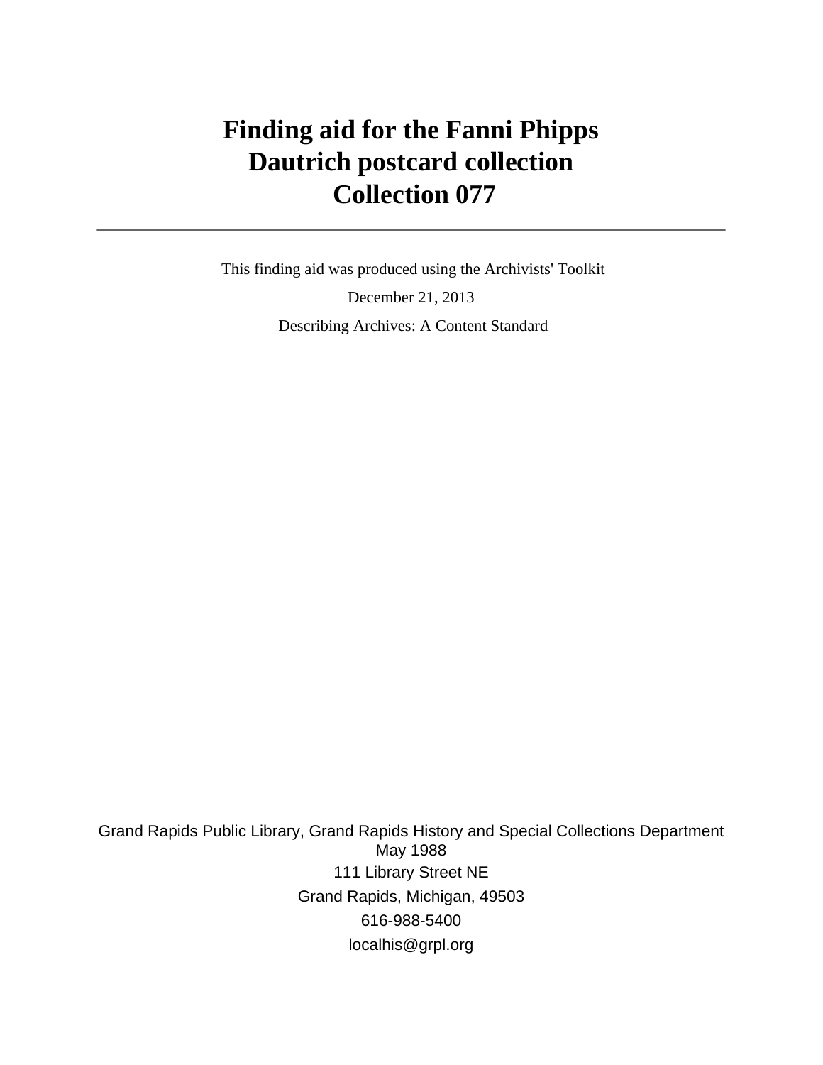# Finding aid for the Fanni Phipps Dautrich postcard collection Collection 077

---

This finding aid was produced using the Archivists' Toolkit

December 21, 2013

Describing Archives: A Content Standard

Grand Rapids Public Library, Grand Rapids History and Special Collections Department
May 1988

111 Library Street NE

Grand Rapids, Michigan, 49503

616-988-5400

localhis@grpl.org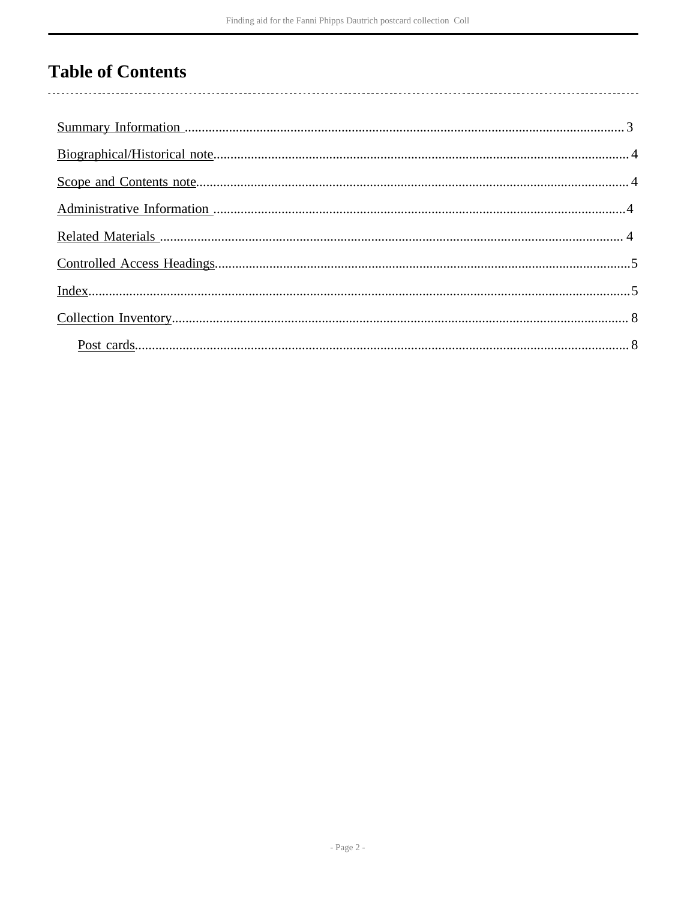# Table of Contents

- Summary Information ........................................................................................................ 3
- Biographical/Historical note................................................................................................ 4
- Scope and Contents note..................................................................................................... 4
- Administrative Information ................................................................................................4
- Related Materials ............................................................................................................... 4
- Controlled Access Headings................................................................................................5
- Index....................................................................................................................................5
- Collection Inventory............................................................................................................ 8
  - Post cards....................................................................................................................... 8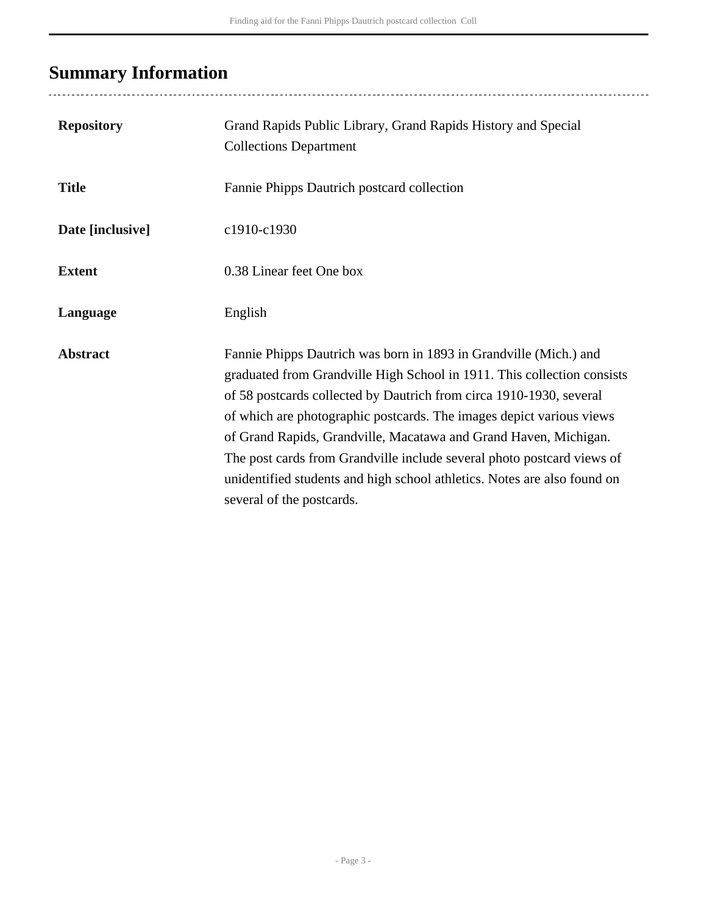## Summary Information

| | |
|---|---|
| **Repository** | Grand Rapids Public Library, Grand Rapids History and Special Collections Department |
| **Title** | Fannie Phipps Dautrich postcard collection |
| **Date [inclusive]** | c1910-c1930 |
| **Extent** | 0.38 Linear feet One box |
| **Language** | English |
| **Abstract** | Fannie Phipps Dautrich was born in 1893 in Grandville (Mich.) and graduated from Grandville High School in 1911. This collection consists of 58 postcards collected by Dautrich from circa 1910-1930, several of which are photographic postcards. The images depict various views of Grand Rapids, Grandville, Macatawa and Grand Haven, Michigan. The post cards from Grandville include several photo postcard views of unidentified students and high school athletics. Notes are also found on several of the postcards. |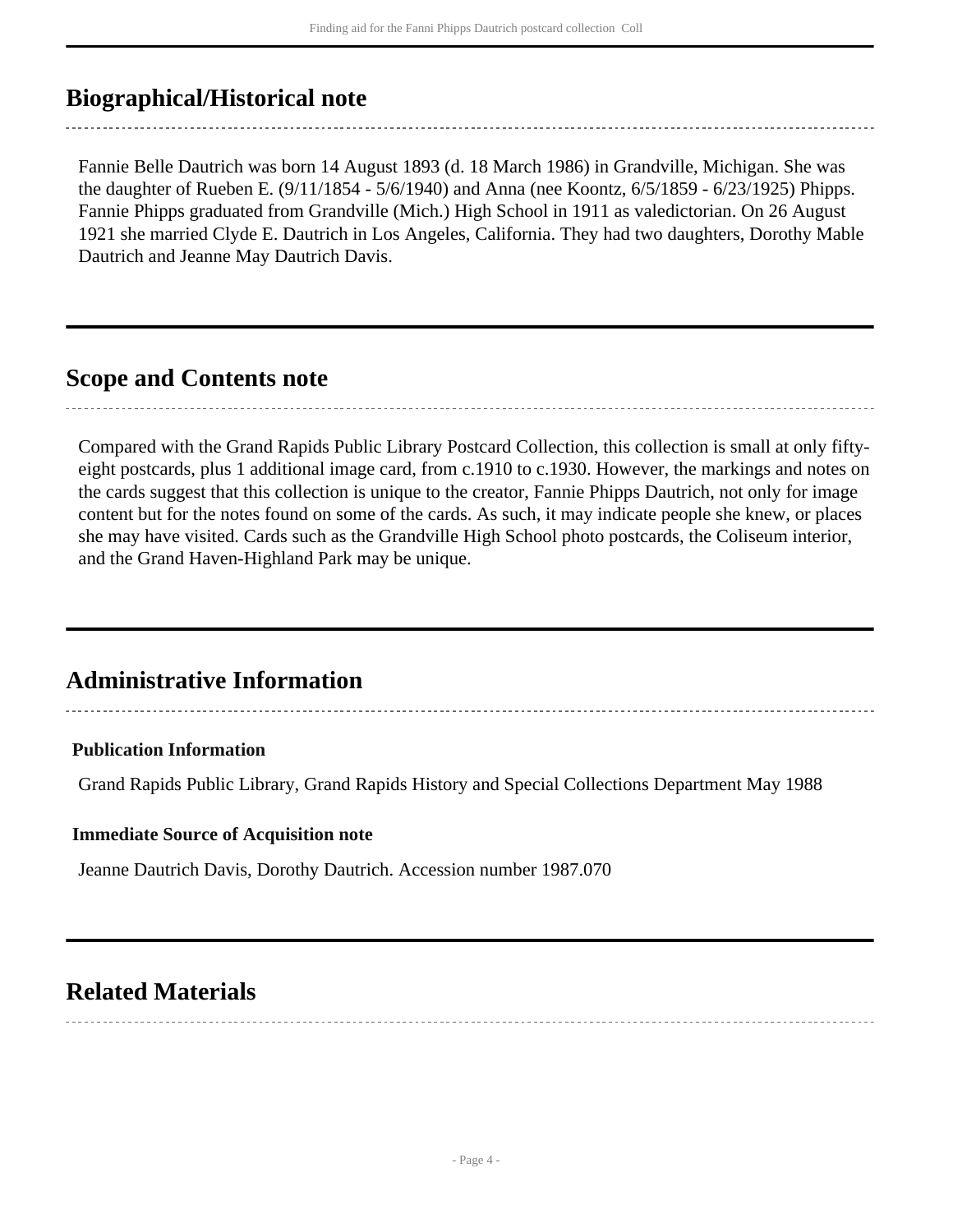## Biographical/Historical note

Fannie Belle Dautrich was born 14 August 1893 (d. 18 March 1986) in Grandville, Michigan. She was the daughter of Rueben E. (9/11/1854 - 5/6/1940) and Anna (nee Koontz, 6/5/1859 - 6/23/1925) Phipps. Fannie Phipps graduated from Grandville (Mich.) High School in 1911 as valedictorian. On 26 August 1921 she married Clyde E. Dautrich in Los Angeles, California. They had two daughters, Dorothy Mable Dautrich and Jeanne May Dautrich Davis.

## Scope and Contents note

Compared with the Grand Rapids Public Library Postcard Collection, this collection is small at only fifty-eight postcards, plus 1 additional image card, from c.1910 to c.1930. However, the markings and notes on the cards suggest that this collection is unique to the creator, Fannie Phipps Dautrich, not only for image content but for the notes found on some of the cards. As such, it may indicate people she knew, or places she may have visited. Cards such as the Grandville High School photo postcards, the Coliseum interior, and the Grand Haven-Highland Park may be unique.

## Administrative Information

**Publication Information**

Grand Rapids Public Library, Grand Rapids History and Special Collections Department May 1988

**Immediate Source of Acquisition note**

Jeanne Dautrich Davis, Dorothy Dautrich. Accession number 1987.070

## Related Materials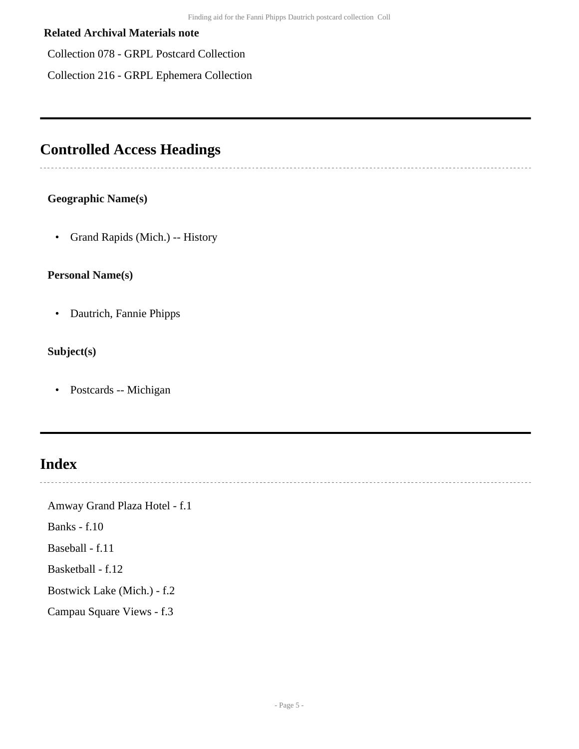**Related Archival Materials note**

Collection 078 - GRPL Postcard Collection

Collection 216 - GRPL Ephemera Collection

## Controlled Access Headings

### Geographic Name(s)

- Grand Rapids (Mich.) -- History

### Personal Name(s)

- Dautrich, Fannie Phipps

### Subject(s)

- Postcards -- Michigan

## Index

Amway Grand Plaza Hotel - f.1

Banks - f.10

Baseball - f.11

Basketball - f.12

Bostwick Lake (Mich.) - f.2

Campau Square Views - f.3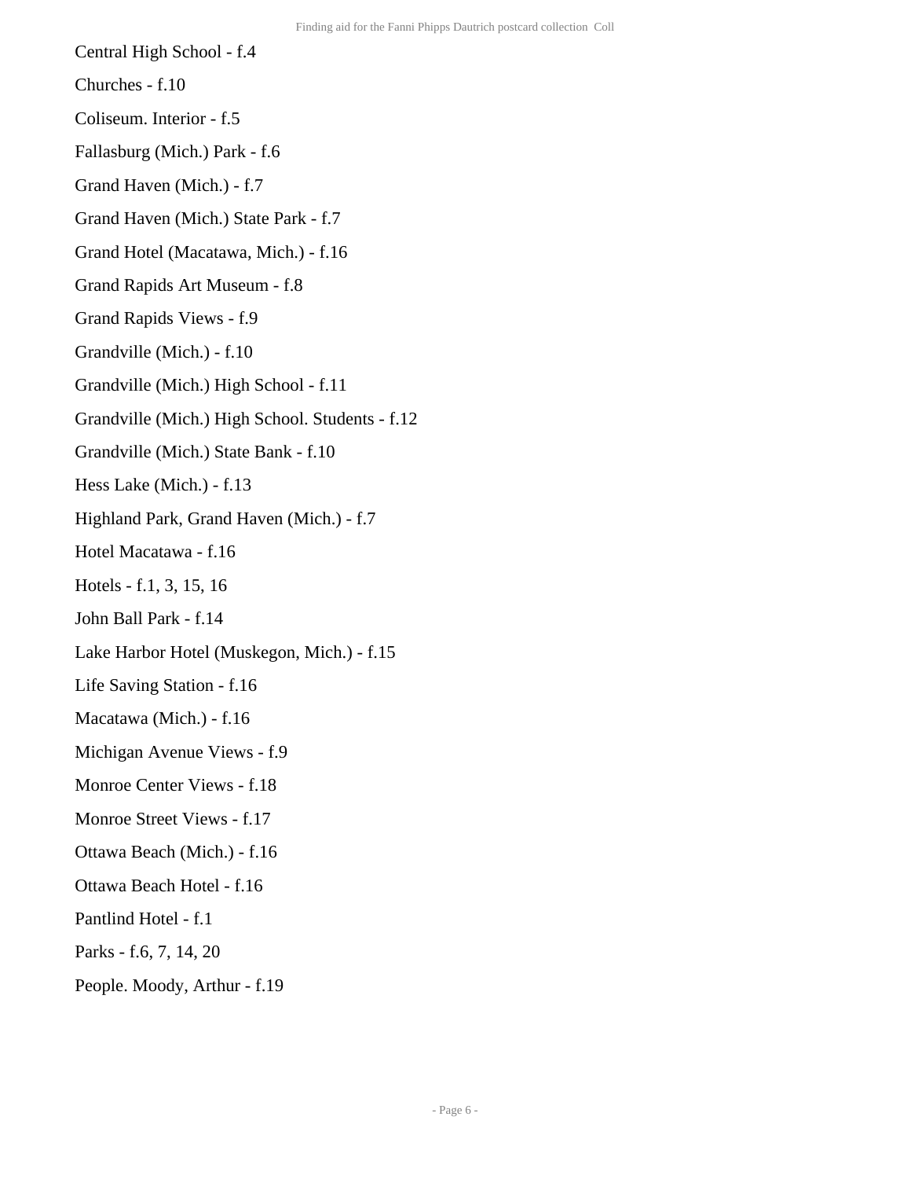Central High School - f.4

Churches - f.10

Coliseum. Interior - f.5

Fallasburg (Mich.) Park - f.6

Grand Haven (Mich.) - f.7

Grand Haven (Mich.) State Park - f.7

Grand Hotel (Macatawa, Mich.) - f.16

Grand Rapids Art Museum - f.8

Grand Rapids Views - f.9

Grandville (Mich.) - f.10

Grandville (Mich.) High School - f.11

Grandville (Mich.) High School. Students - f.12

Grandville (Mich.) State Bank - f.10

Hess Lake (Mich.) - f.13

Highland Park, Grand Haven (Mich.) - f.7

Hotel Macatawa - f.16

Hotels - f.1, 3, 15, 16

John Ball Park - f.14

Lake Harbor Hotel (Muskegon, Mich.) - f.15

Life Saving Station - f.16

Macatawa (Mich.) - f.16

Michigan Avenue Views - f.9

Monroe Center Views - f.18

Monroe Street Views - f.17

Ottawa Beach (Mich.) - f.16

Ottawa Beach Hotel - f.16

Pantlind Hotel - f.1

Parks - f.6, 7, 14, 20

People. Moody, Arthur - f.19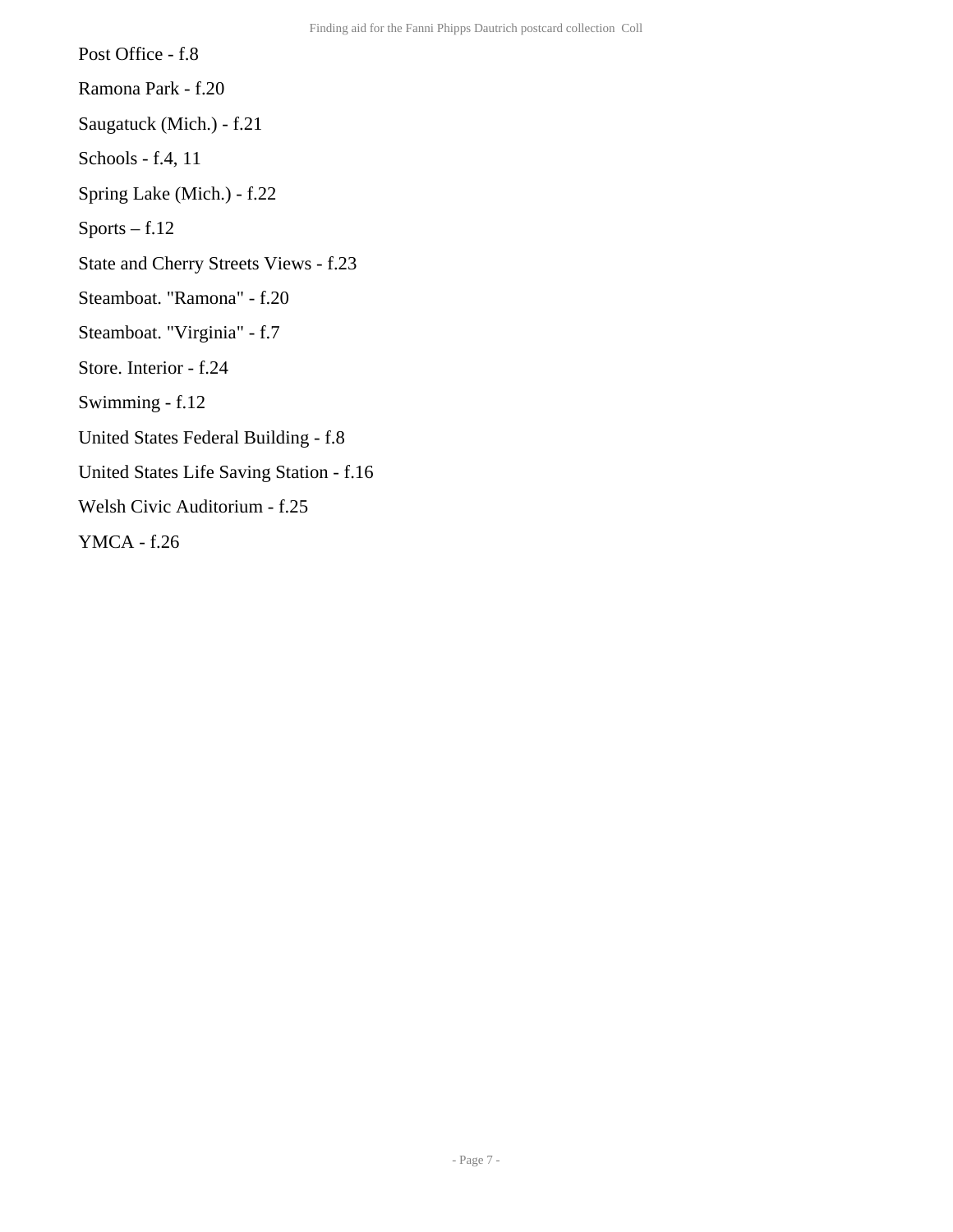Post Office - f.8

Ramona Park - f.20

Saugatuck (Mich.) - f.21

Schools - f.4, 11

Spring Lake (Mich.) - f.22

Sports – f.12

State and Cherry Streets Views - f.23

Steamboat. "Ramona" - f.20

Steamboat. "Virginia" - f.7

Store. Interior - f.24

Swimming - f.12

United States Federal Building - f.8

United States Life Saving Station - f.16

Welsh Civic Auditorium - f.25

YMCA - f.26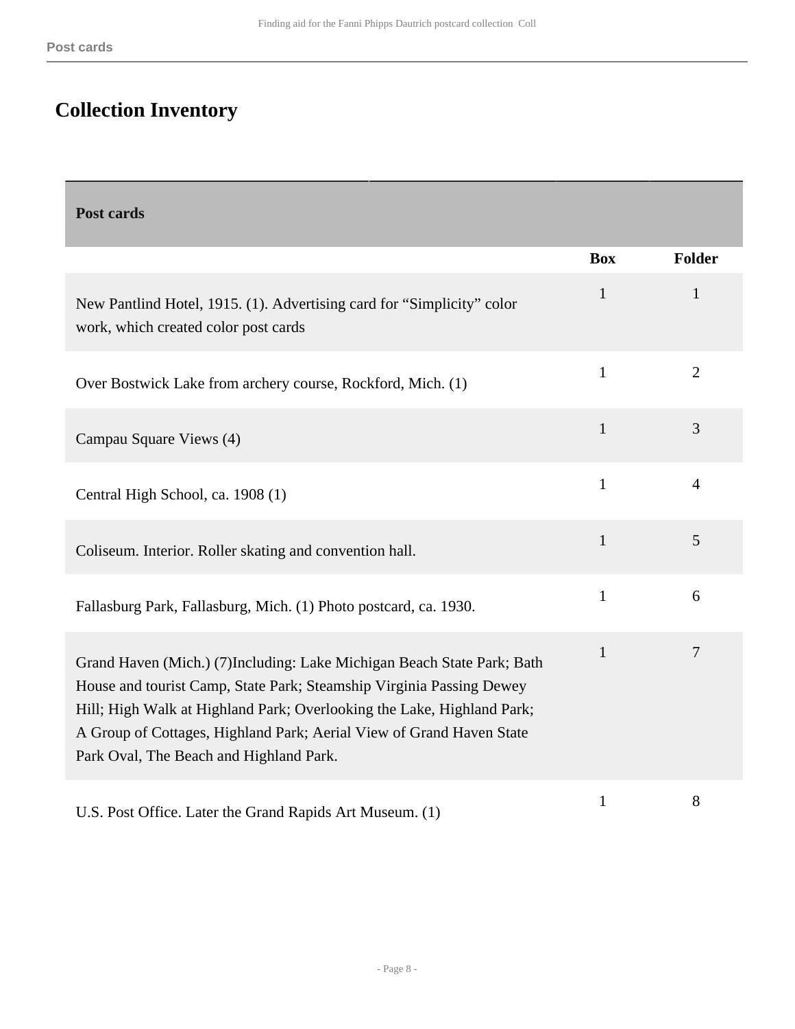## Collection Inventory

| Post cards | Box | Folder |
|---|---|---|
| New Pantlind Hotel, 1915. (1). Advertising card for “Simplicity” color work, which created color post cards | 1 | 1 |
| Over Bostwick Lake from archery course, Rockford, Mich. (1) | 1 | 2 |
| Campau Square Views (4) | 1 | 3 |
| Central High School, ca. 1908 (1) | 1 | 4 |
| Coliseum. Interior. Roller skating and convention hall. | 1 | 5 |
| Fallasburg Park, Fallasburg, Mich. (1) Photo postcard, ca. 1930. | 1 | 6 |
| Grand Haven (Mich.) (7)Including: Lake Michigan Beach State Park; Bath House and tourist Camp, State Park; Steamship Virginia Passing Dewey Hill; High Walk at Highland Park; Overlooking the Lake, Highland Park; A Group of Cottages, Highland Park; Aerial View of Grand Haven State Park Oval, The Beach and Highland Park. | 1 | 7 |
| U.S. Post Office. Later the Grand Rapids Art Museum. (1) | 1 | 8 |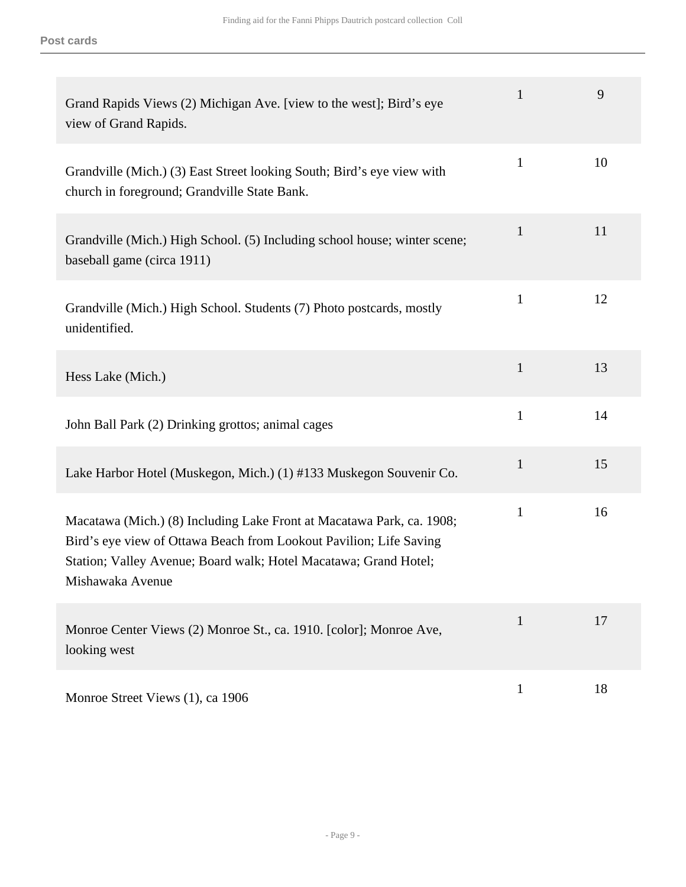| Description | Box | Folder |
|---|---|---|
| Grand Rapids Views (2) Michigan Ave. [view to the west]; Bird’s eye view of Grand Rapids. | 1 | 9 |
| Grandville (Mich.) (3) East Street looking South; Bird’s eye view with church in foreground; Grandville State Bank. | 1 | 10 |
| Grandville (Mich.) High School. (5) Including school house; winter scene; baseball game (circa 1911) | 1 | 11 |
| Grandville (Mich.) High School. Students (7) Photo postcards, mostly unidentified. | 1 | 12 |
| Hess Lake (Mich.) | 1 | 13 |
| John Ball Park (2) Drinking grottos; animal cages | 1 | 14 |
| Lake Harbor Hotel (Muskegon, Mich.) (1) #133 Muskegon Souvenir Co. | 1 | 15 |
| Macatawa (Mich.) (8) Including Lake Front at Macatawa Park, ca. 1908; Bird’s eye view of Ottawa Beach from Lookout Pavilion; Life Saving Station; Valley Avenue; Board walk; Hotel Macatawa; Grand Hotel; Mishawaka Avenue | 1 | 16 |
| Monroe Center Views (2) Monroe St., ca. 1910. [color]; Monroe Ave, looking west | 1 | 17 |
| Monroe Street Views (1), ca 1906 | 1 | 18 |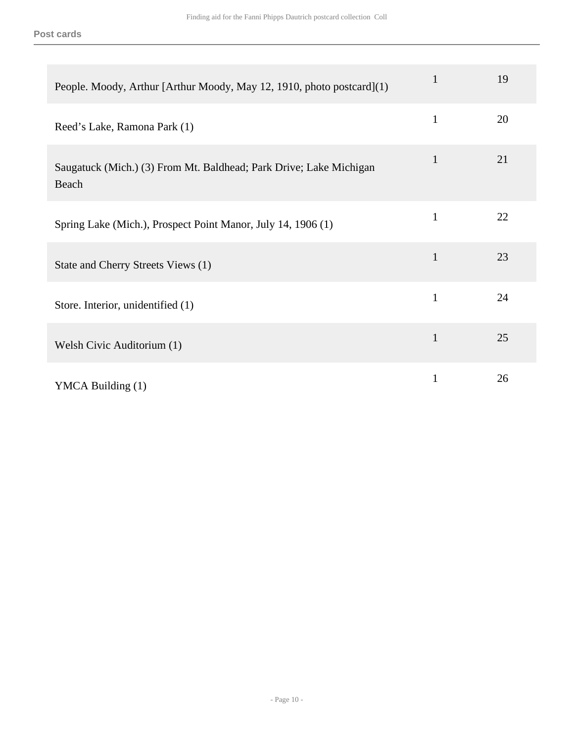**Post cards**

| | | |
|---|---|---|
| People. Moody, Arthur [Arthur Moody, May 12, 1910, photo postcard](1) | 1 | 19 |
| Reed's Lake, Ramona Park (1) | 1 | 20 |
| Saugatuck (Mich.) (3) From Mt. Baldhead; Park Drive; Lake Michigan Beach | 1 | 21 |
| Spring Lake (Mich.), Prospect Point Manor, July 14, 1906 (1) | 1 | 22 |
| State and Cherry Streets Views (1) | 1 | 23 |
| Store. Interior, unidentified (1) | 1 | 24 |
| Welsh Civic Auditorium (1) | 1 | 25 |
| YMCA Building (1) | 1 | 26 |